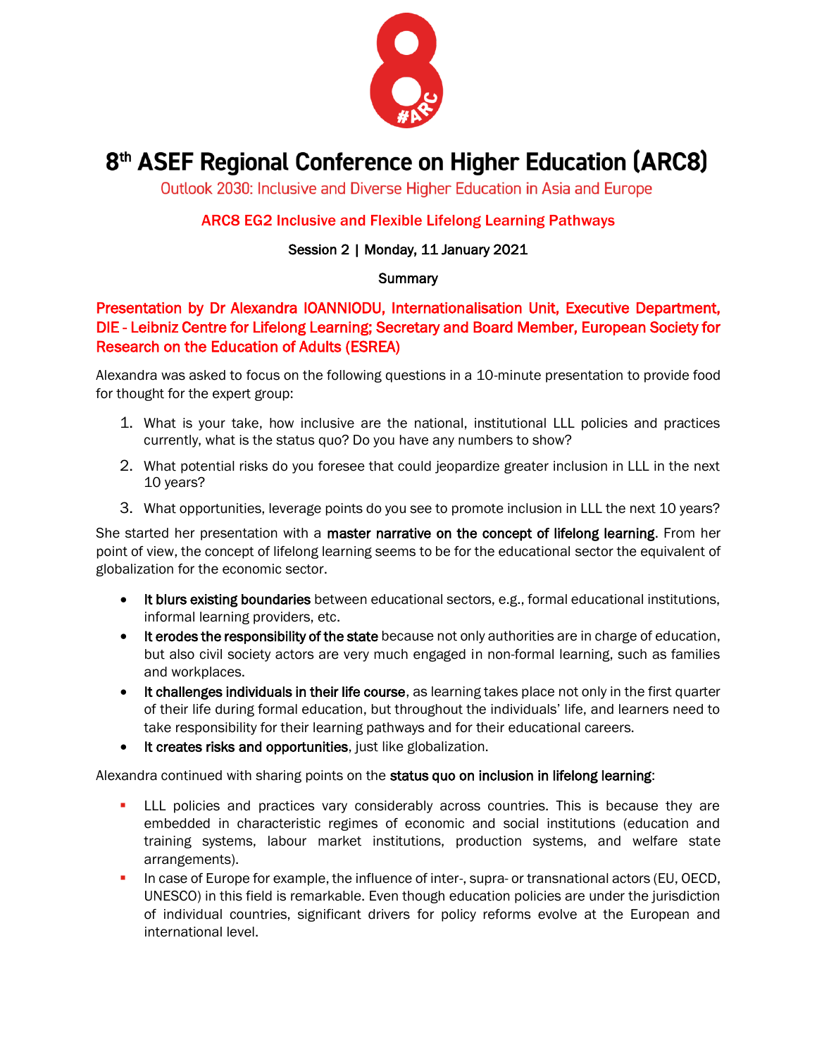# 8th ASEF Regional Conference on Higher Education (ARC8)

Outlook 2030: Inclusive and Diverse Higher Education in Asia and Europe

## ARC8 EG2 Inclusive and Flexible Lifelong Learning Pathways

Session 2 | Monday, 11 January 2021

Summary

### Presentation by Dr Alexandra IOANNIODU, Internationalisation Unit, Executive Department, DIE - Leibniz Centre for Lifelong Learning; Secretary and Board Member, European Society for Research on the Education of Adults (ESREA)

Alexandra was asked to focus on the following questions in a 10-minute presentation to provide food for thought for the expert group:

1. What is your take, how inclusive are the national, institutional LLL policies and practices currently, what is the status quo? Do you have any numbers to show?
2. What potential risks do you foresee that could jeopardize greater inclusion in LLL in the next 10 years?
3. What opportunities, leverage points do you see to promote inclusion in LLL the next 10 years?

She started her presentation with a **master narrative on the concept of lifelong learning**. From her point of view, the concept of lifelong learning seems to be for the educational sector the equivalent of globalization for the economic sector.

- **It blurs existing boundaries** between educational sectors, e.g., formal educational institutions, informal learning providers, etc.
- **It erodes the responsibility of the state** because not only authorities are in charge of education, but also civil society actors are very much engaged in non-formal learning, such as families and workplaces.
- **It challenges individuals in their life course**, as learning takes place not only in the first quarter of their life during formal education, but throughout the individuals' life, and learners need to take responsibility for their learning pathways and for their educational careers.
- **It creates risks and opportunities**, just like globalization.

Alexandra continued with sharing points on the **status quo on inclusion in lifelong learning**:

- LLL policies and practices vary considerably across countries. This is because they are embedded in characteristic regimes of economic and social institutions (education and training systems, labour market institutions, production systems, and welfare state arrangements).
- In case of Europe for example, the influence of inter-, supra- or transnational actors (EU, OECD, UNESCO) in this field is remarkable. Even though education policies are under the jurisdiction of individual countries, significant drivers for policy reforms evolve at the European and international level.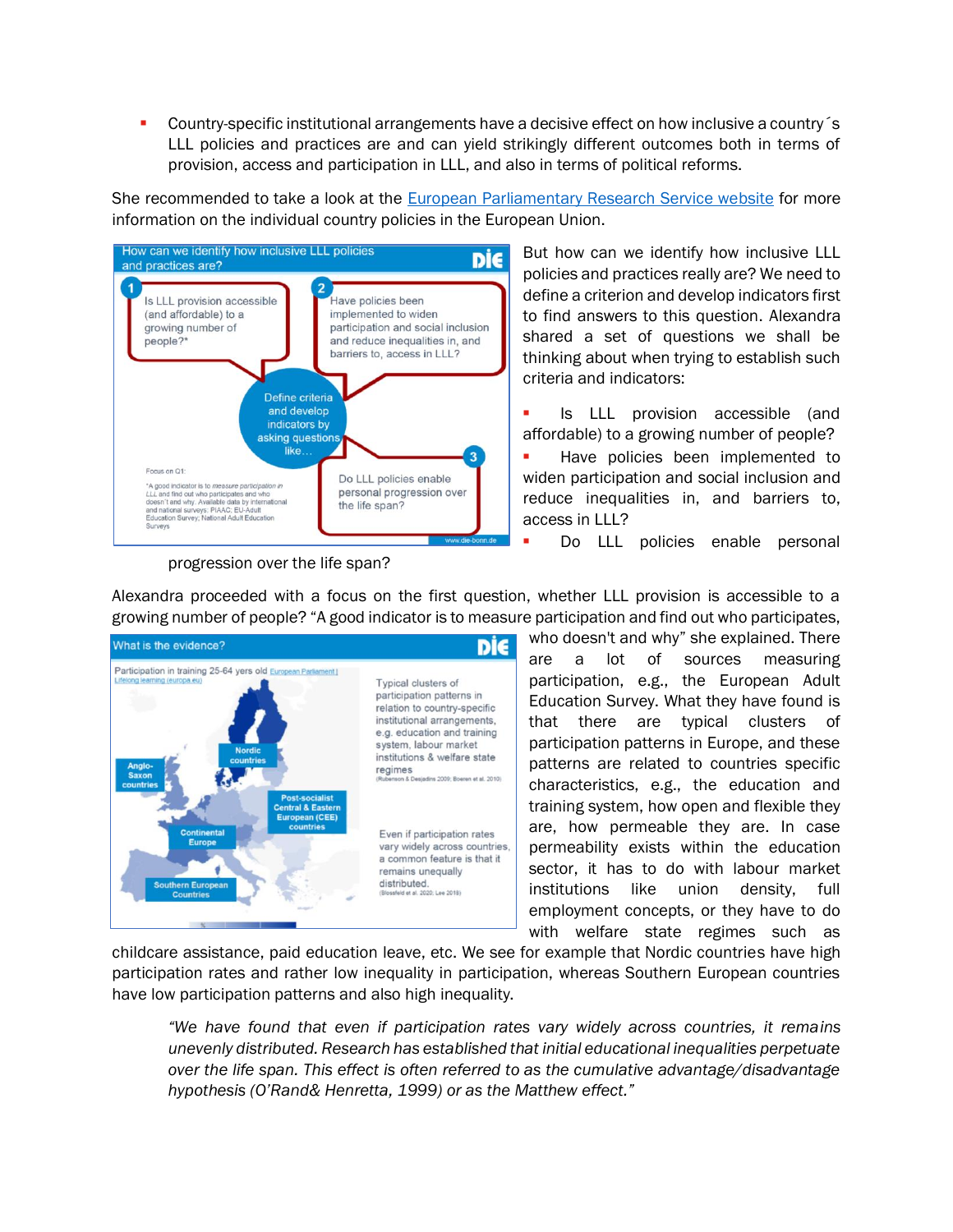- Country-specific institutional arrangements have a decisive effect on how inclusive a country´s LLL policies and practices are and can yield strikingly different outcomes both in terms of provision, access and participation in LLL, and also in terms of political reforms.

She recommended to take a look at the [European Parliamentary Research Service website](#) for more information on the individual country policies in the European Union.

But how can we identify how inclusive LLL policies and practices really are? We need to define a criterion and develop indicators first to find answers to this question. Alexandra shared a set of questions we shall be thinking about when trying to establish such criteria and indicators:

- Is LLL provision accessible (and affordable) to a growing number of people?
- Have policies been implemented to widen participation and social inclusion and reduce inequalities in, and barriers to, access in LLL?
- Do LLL policies enable personal progression over the life span?

Alexandra proceeded with a focus on the first question, whether LLL provision is accessible to a growing number of people? "A good indicator is to measure participation and find out who participates, who doesn't and why" she explained. There are a lot of sources measuring participation, e.g., the European Adult Education Survey. What they have found is that there are typical clusters of participation patterns in Europe, and these patterns are related to countries specific characteristics, e.g., the education and training system, how open and flexible they are, how permeable they are. In case permeability exists within the education sector, it has to do with labour market institutions like union density, full employment concepts, or they have to do with welfare state regimes such as childcare assistance, paid education leave, etc. We see for example that Nordic countries have high participation rates and rather low inequality in participation, whereas Southern European countries have low participation patterns and also high inequality.

> *"We have found that even if participation rates vary widely across countries, it remains unevenly distributed. Research has established that initial educational inequalities perpetuate over the life span. This effect is often referred to as the cumulative advantage/disadvantage hypothesis (O'Rand& Henretta, 1999) or as the Matthew effect."*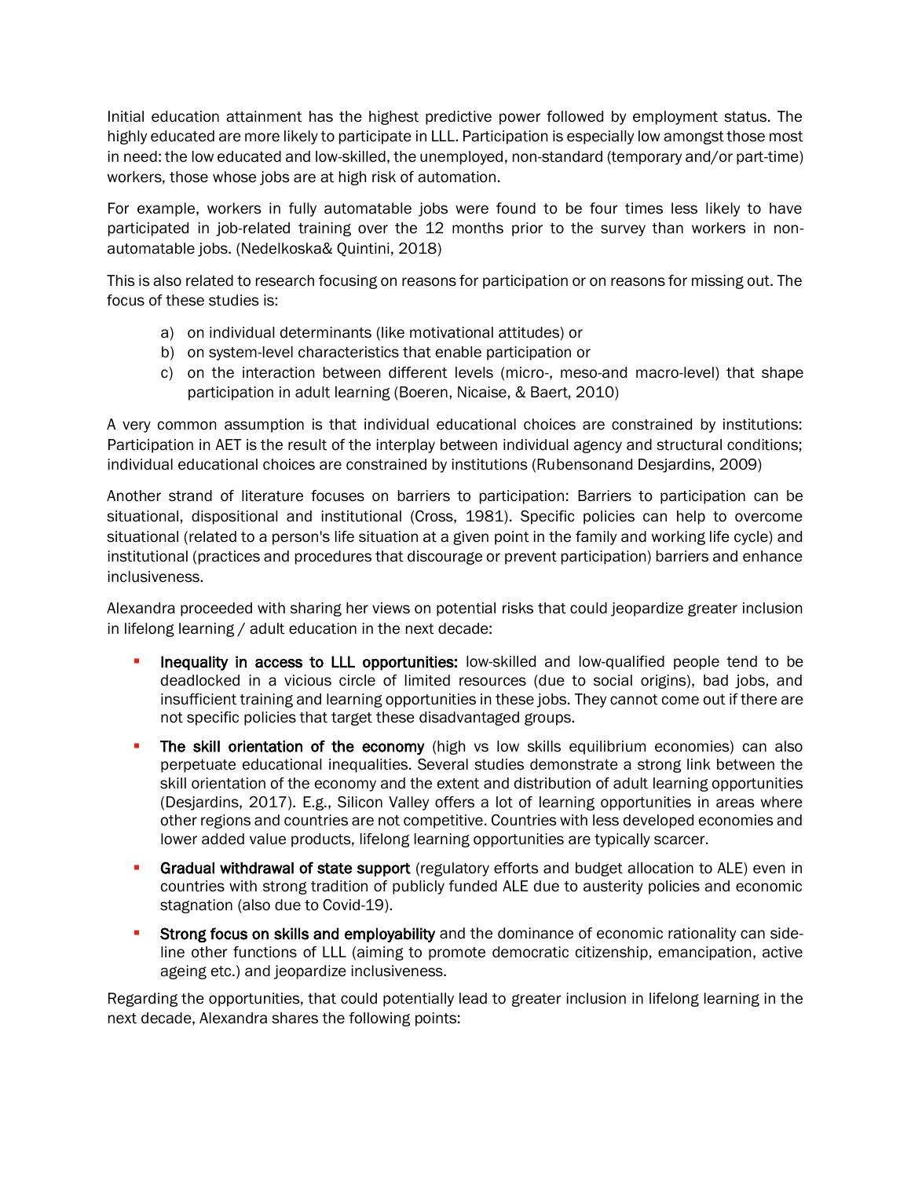Initial education attainment has the highest predictive power followed by employment status. The highly educated are more likely to participate in LLL. Participation is especially low amongst those most in need: the low educated and low-skilled, the unemployed, non-standard (temporary and/or part-time) workers, those whose jobs are at high risk of automation.

For example, workers in fully automatable jobs were found to be four times less likely to have participated in job-related training over the 12 months prior to the survey than workers in non-automatable jobs. (Nedelkoska& Quintini, 2018)

This is also related to research focusing on reasons for participation or on reasons for missing out. The focus of these studies is:

a) on individual determinants (like motivational attitudes) or
b) on system-level characteristics that enable participation or
c) on the interaction between different levels (micro-, meso-and macro-level) that shape participation in adult learning (Boeren, Nicaise, & Baert, 2010)

A very common assumption is that individual educational choices are constrained by institutions: Participation in AET is the result of the interplay between individual agency and structural conditions; individual educational choices are constrained by institutions (Rubensonand Desjardins, 2009)

Another strand of literature focuses on barriers to participation: Barriers to participation can be situational, dispositional and institutional (Cross, 1981). Specific policies can help to overcome situational (related to a person's life situation at a given point in the family and working life cycle) and institutional (practices and procedures that discourage or prevent participation) barriers and enhance inclusiveness.

Alexandra proceeded with sharing her views on potential risks that could jeopardize greater inclusion in lifelong learning / adult education in the next decade:

- **Inequality in access to LLL opportunities:** low-skilled and low-qualified people tend to be deadlocked in a vicious circle of limited resources (due to social origins), bad jobs, and insufficient training and learning opportunities in these jobs. They cannot come out if there are not specific policies that target these disadvantaged groups.
- **The skill orientation of the economy** (high vs low skills equilibrium economies) can also perpetuate educational inequalities. Several studies demonstrate a strong link between the skill orientation of the economy and the extent and distribution of adult learning opportunities (Desjardins, 2017). E.g., Silicon Valley offers a lot of learning opportunities in areas where other regions and countries are not competitive. Countries with less developed economies and lower added value products, lifelong learning opportunities are typically scarcer.
- **Gradual withdrawal of state support** (regulatory efforts and budget allocation to ALE) even in countries with strong tradition of publicly funded ALE due to austerity policies and economic stagnation (also due to Covid-19).
- **Strong focus on skills and employability** and the dominance of economic rationality can side-line other functions of LLL (aiming to promote democratic citizenship, emancipation, active ageing etc.) and jeopardize inclusiveness.

Regarding the opportunities, that could potentially lead to greater inclusion in lifelong learning in the next decade, Alexandra shares the following points: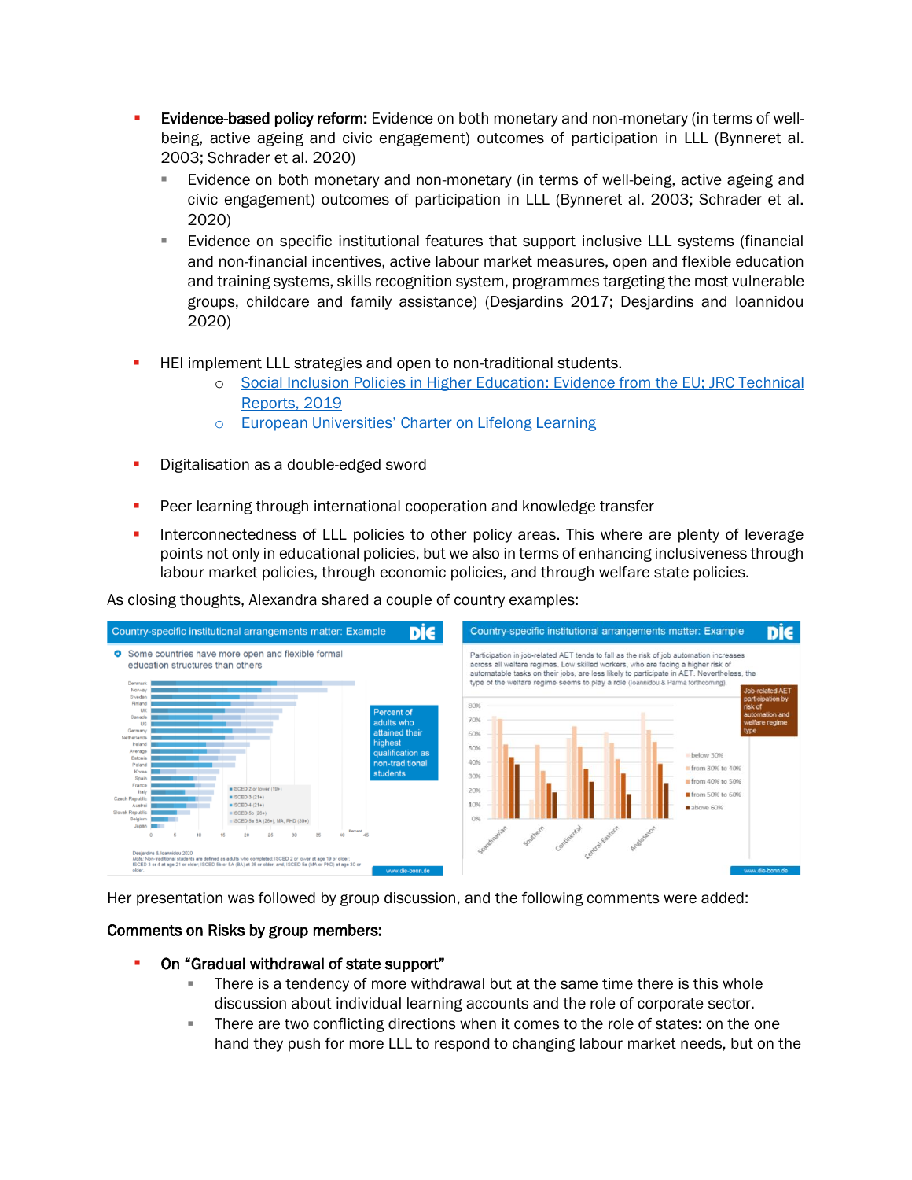- **Evidence-based policy reform:** Evidence on both monetary and non-monetary (in terms of well-being, active ageing and civic engagement) outcomes of participation in LLL (Bynneret al. 2003; Schrader et al. 2020)
  - Evidence on both monetary and non-monetary (in terms of well-being, active ageing and civic engagement) outcomes of participation in LLL (Bynneret al. 2003; Schrader et al. 2020)
  - Evidence on specific institutional features that support inclusive LLL systems (financial and non-financial incentives, active labour market measures, open and flexible education and training systems, skills recognition system, programmes targeting the most vulnerable groups, childcare and family assistance) (Desjardins 2017; Desjardins and Ioannidou 2020)

- HEI implement LLL strategies and open to non-traditional students.
  - Social Inclusion Policies in Higher Education: Evidence from the EU; JRC Technical Reports, 2019
  - European Universities' Charter on Lifelong Learning

- Digitalisation as a double-edged sword

- Peer learning through international cooperation and knowledge transfer

- Interconnectedness of LLL policies to other policy areas. This where are plenty of leverage points not only in educational policies, but we also in terms of enhancing inclusiveness through labour market policies, through economic policies, and through welfare state policies.

As closing thoughts, Alexandra shared a couple of country examples:

Her presentation was followed by group discussion, and the following comments were added:

**Comments on Risks by group members:**

- **On "Gradual withdrawal of state support"**
  - There is a tendency of more withdrawal but at the same time there is this whole discussion about individual learning accounts and the role of corporate sector.
  - There are two conflicting directions when it comes to the role of states: on the one hand they push for more LLL to respond to changing labour market needs, but on the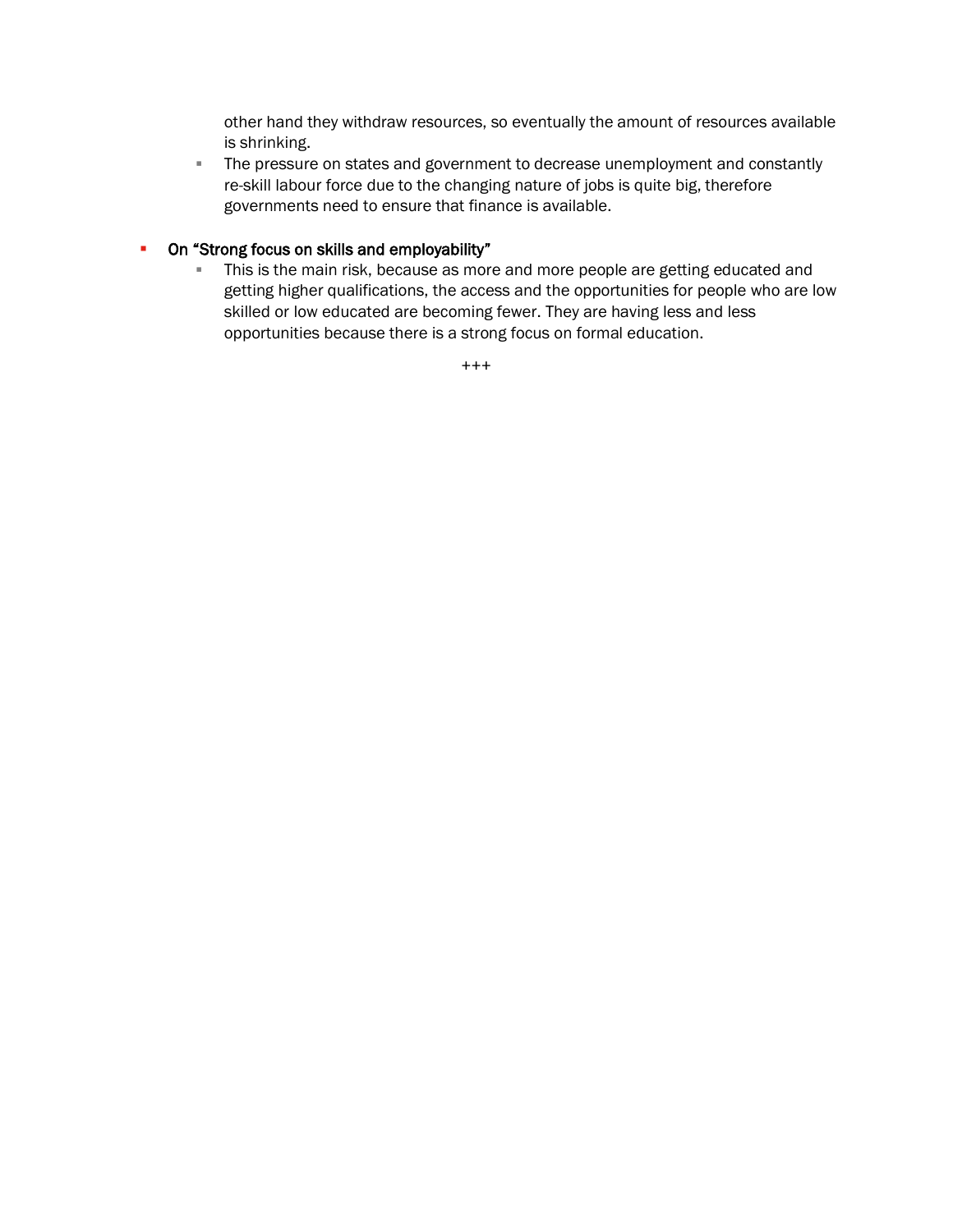other hand they withdraw resources, so eventually the amount of resources available is shrinking.
    - The pressure on states and government to decrease unemployment and constantly re-skill labour force due to the changing nature of jobs is quite big, therefore governments need to ensure that finance is available.

- On "Strong focus on skills and employability"
    - This is the main risk, because as more and more people are getting educated and getting higher qualifications, the access and the opportunities for people who are low skilled or low educated are becoming fewer. They are having less and less opportunities because there is a strong focus on formal education.

+++